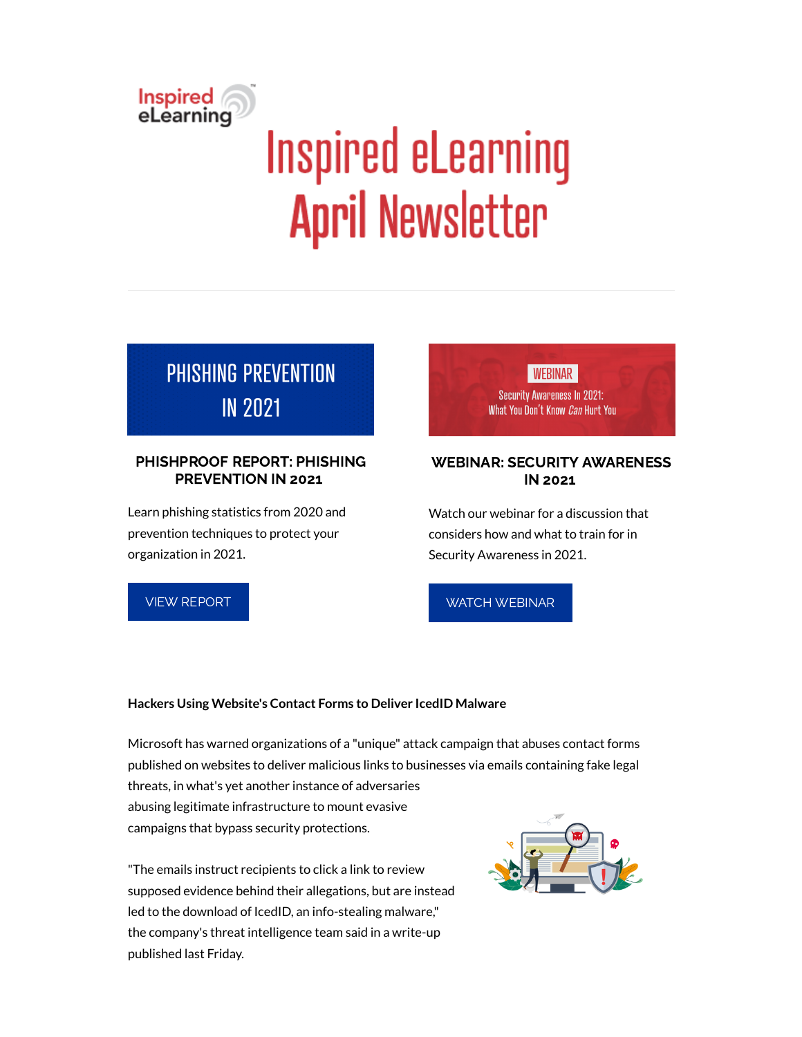# Inspired eLearning April Newsletter

## PHISHPROOF REPORT: PHISHING PREVENTION IN 2021

Learn phishing statistics from 2020 and prevention techniques to protect your organization in 2021.

VIEW REPORT

## WEBINAR: SECURITY AWARENESS IN 2021

Watch our webinar for a discussion that considers how and what to train for in Security Awareness in 2021.

WATCH WEBINAR

**Hackers Using Website's Contact Forms to Deliver IcedID Malware**

Microsoft has warned organizations of a "unique" attack campaign that abuses contact forms published on websites to deliver malicious links to businesses via emails containing fake legal threats, in what's yet another instance of adversaries abusing legitimate infrastructure to mount evasive campaigns that bypass security protections.

"The emails instruct recipients to click a link to review supposed evidence behind their allegations, but are instead led to the download of IcedID, an info-stealing malware," the company's threat intelligence team said in a write-up published last Friday.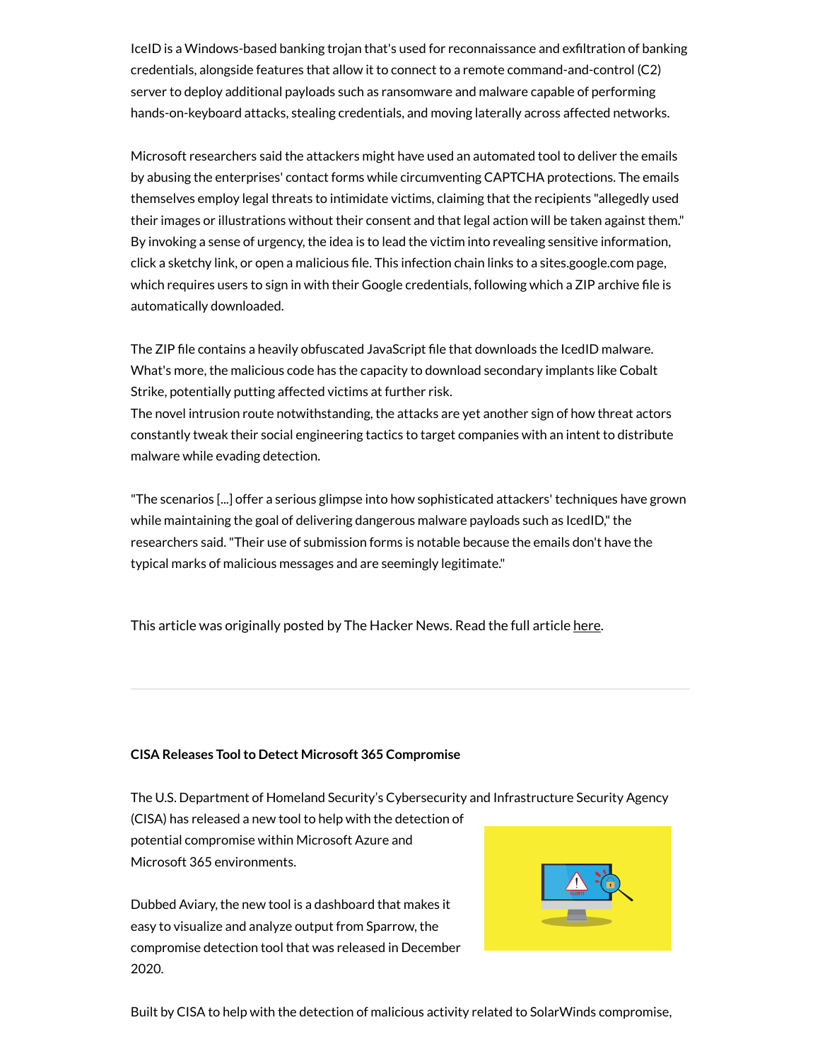IceID is a Windows-based banking trojan that's used for reconnaissance and exfiltration of banking credentials, alongside features that allow it to connect to a remote command-and-control (C2) server to deploy additional payloads such as ransomware and malware capable of performing hands-on-keyboard attacks, stealing credentials, and moving laterally across affected networks.

Microsoft researchers said the attackers might have used an automated tool to deliver the emails by abusing the enterprises' contact forms while circumventing CAPTCHA protections. The emails themselves employ legal threats to intimidate victims, claiming that the recipients "allegedly used their images or illustrations without their consent and that legal action will be taken against them." By invoking a sense of urgency, the idea is to lead the victim into revealing sensitive information, click a sketchy link, or open a malicious file. This infection chain links to a sites.google.com page, which requires users to sign in with their Google credentials, following which a ZIP archive file is automatically downloaded.

The ZIP file contains a heavily obfuscated JavaScript file that downloads the IcedID malware. What's more, the malicious code has the capacity to download secondary implants like Cobalt Strike, potentially putting affected victims at further risk.
The novel intrusion route notwithstanding, the attacks are yet another sign of how threat actors constantly tweak their social engineering tactics to target companies with an intent to distribute malware while evading detection.

"The scenarios [...] offer a serious glimpse into how sophisticated attackers' techniques have grown while maintaining the goal of delivering dangerous malware payloads such as IcedID," the researchers said. "Their use of submission forms is notable because the emails don't have the typical marks of malicious messages and are seemingly legitimate."

This article was originally posted by The Hacker News. Read the full article here.

---

**CISA Releases Tool to Detect Microsoft 365 Compromise**

The U.S. Department of Homeland Security's Cybersecurity and Infrastructure Security Agency (CISA) has released a new tool to help with the detection of potential compromise within Microsoft Azure and Microsoft 365 environments.

Dubbed Aviary, the new tool is a dashboard that makes it easy to visualize and analyze output from Sparrow, the compromise detection tool that was released in December 2020.

Built by CISA to help with the detection of malicious activity related to SolarWinds compromise,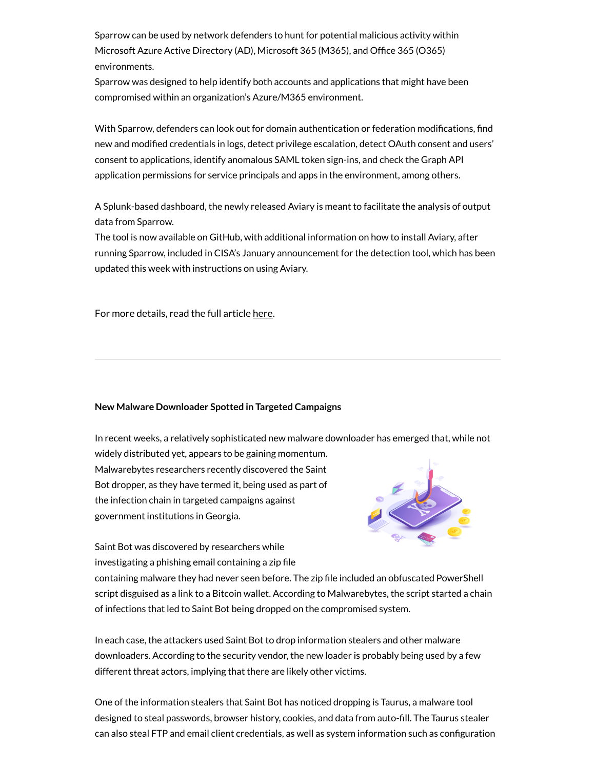Sparrow can be used by network defenders to hunt for potential malicious activity within Microsoft Azure Active Directory (AD), Microsoft 365 (M365), and Office 365 (O365) environments.
Sparrow was designed to help identify both accounts and applications that might have been compromised within an organization's Azure/M365 environment.

With Sparrow, defenders can look out for domain authentication or federation modifications, find new and modified credentials in logs, detect privilege escalation, detect OAuth consent and users' consent to applications, identify anomalous SAML token sign-ins, and check the Graph API application permissions for service principals and apps in the environment, among others.

A Splunk-based dashboard, the newly released Aviary is meant to facilitate the analysis of output data from Sparrow.
The tool is now available on GitHub, with additional information on how to install Aviary, after running Sparrow, included in CISA's January announcement for the detection tool, which has been updated this week with instructions on using Aviary.

For more details, read the full article here.

---

**New Malware Downloader Spotted in Targeted Campaigns**

In recent weeks, a relatively sophisticated new malware downloader has emerged that, while not widely distributed yet, appears to be gaining momentum. Malwarebytes researchers recently discovered the Saint Bot dropper, as they have termed it, being used as part of the infection chain in targeted campaigns against government institutions in Georgia.

Saint Bot was discovered by researchers while investigating a phishing email containing a zip file containing malware they had never seen before. The zip file included an obfuscated PowerShell script disguised as a link to a Bitcoin wallet. According to Malwarebytes, the script started a chain of infections that led to Saint Bot being dropped on the compromised system.

In each case, the attackers used Saint Bot to drop information stealers and other malware downloaders. According to the security vendor, the new loader is probably being used by a few different threat actors, implying that there are likely other victims.

One of the information stealers that Saint Bot has noticed dropping is Taurus, a malware tool designed to steal passwords, browser history, cookies, and data from auto-fill. The Taurus stealer can also steal FTP and email client credentials, as well as system information such as configuration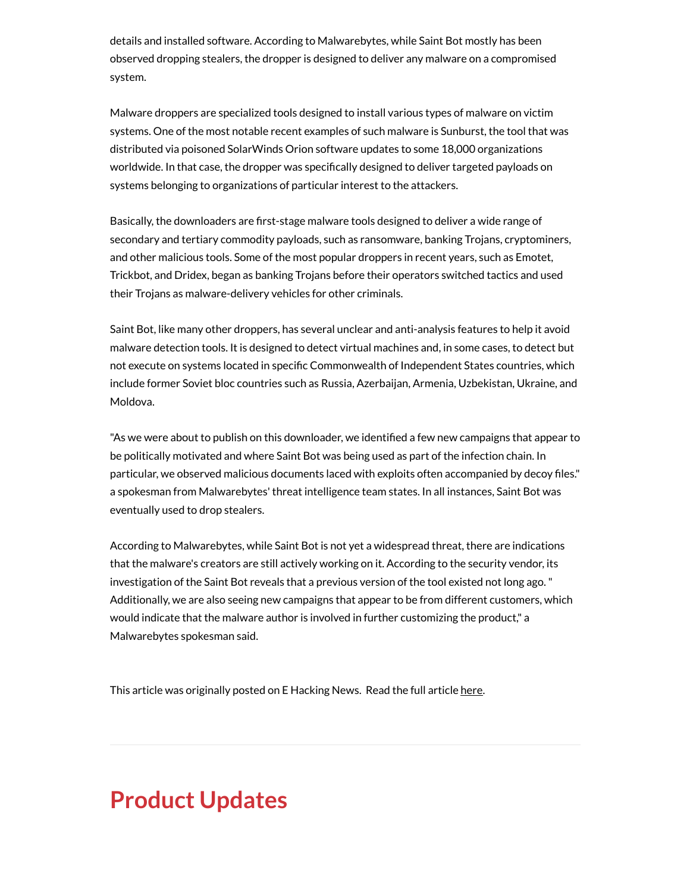details and installed software. According to Malwarebytes, while Saint Bot mostly has been observed dropping stealers, the dropper is designed to deliver any malware on a compromised system.

Malware droppers are specialized tools designed to install various types of malware on victim systems. One of the most notable recent examples of such malware is Sunburst, the tool that was distributed via poisoned SolarWinds Orion software updates to some 18,000 organizations worldwide. In that case, the dropper was specifically designed to deliver targeted payloads on systems belonging to organizations of particular interest to the attackers.

Basically, the downloaders are first-stage malware tools designed to deliver a wide range of secondary and tertiary commodity payloads, such as ransomware, banking Trojans, cryptominers, and other malicious tools. Some of the most popular droppers in recent years, such as Emotet, Trickbot, and Dridex, began as banking Trojans before their operators switched tactics and used their Trojans as malware-delivery vehicles for other criminals.

Saint Bot, like many other droppers, has several unclear and anti-analysis features to help it avoid malware detection tools. It is designed to detect virtual machines and, in some cases, to detect but not execute on systems located in specific Commonwealth of Independent States countries, which include former Soviet bloc countries such as Russia, Azerbaijan, Armenia, Uzbekistan, Ukraine, and Moldova.

"As we were about to publish on this downloader, we identified a few new campaigns that appear to be politically motivated and where Saint Bot was being used as part of the infection chain. In particular, we observed malicious documents laced with exploits often accompanied by decoy files." a spokesman from Malwarebytes' threat intelligence team states. In all instances, Saint Bot was eventually used to drop stealers.

According to Malwarebytes, while Saint Bot is not yet a widespread threat, there are indications that the malware's creators are still actively working on it. According to the security vendor, its investigation of the Saint Bot reveals that a previous version of the tool existed not long ago. " Additionally, we are also seeing new campaigns that appear to be from different customers, which would indicate that the malware author is involved in further customizing the product," a Malwarebytes spokesman said.

This article was originally posted on E Hacking News. Read the full article here.

---

# Product Updates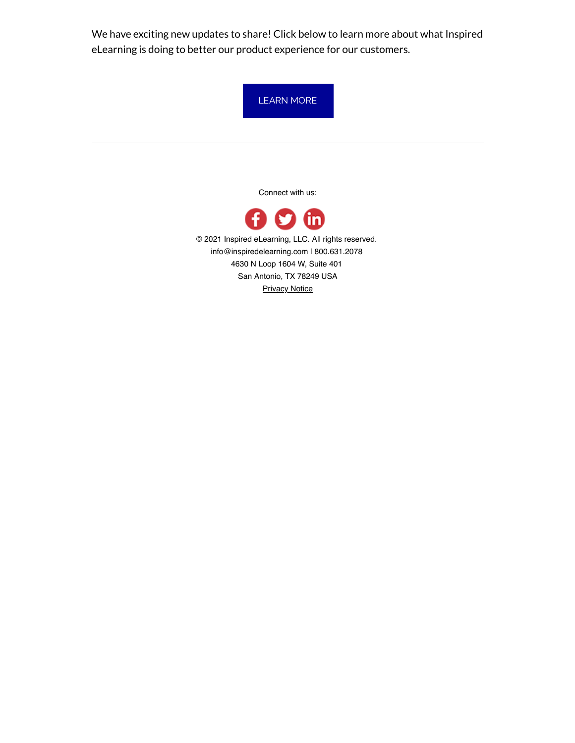We have exciting new updates to share! Click below to learn more about what Inspired eLearning is doing to better our product experience for our customers.

LEARN MORE

---

Connect with us:

© 2021 Inspired eLearning, LLC. All rights reserved.
info@inspiredelearning.com | 800.631.2078
4630 N Loop 1604 W, Suite 401
San Antonio, TX 78249 USA
Privacy Notice